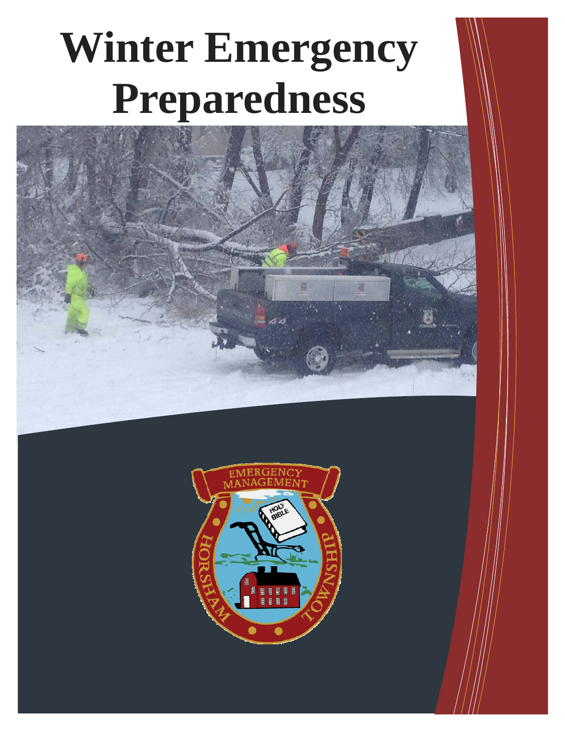# Winter Emergency Preparedness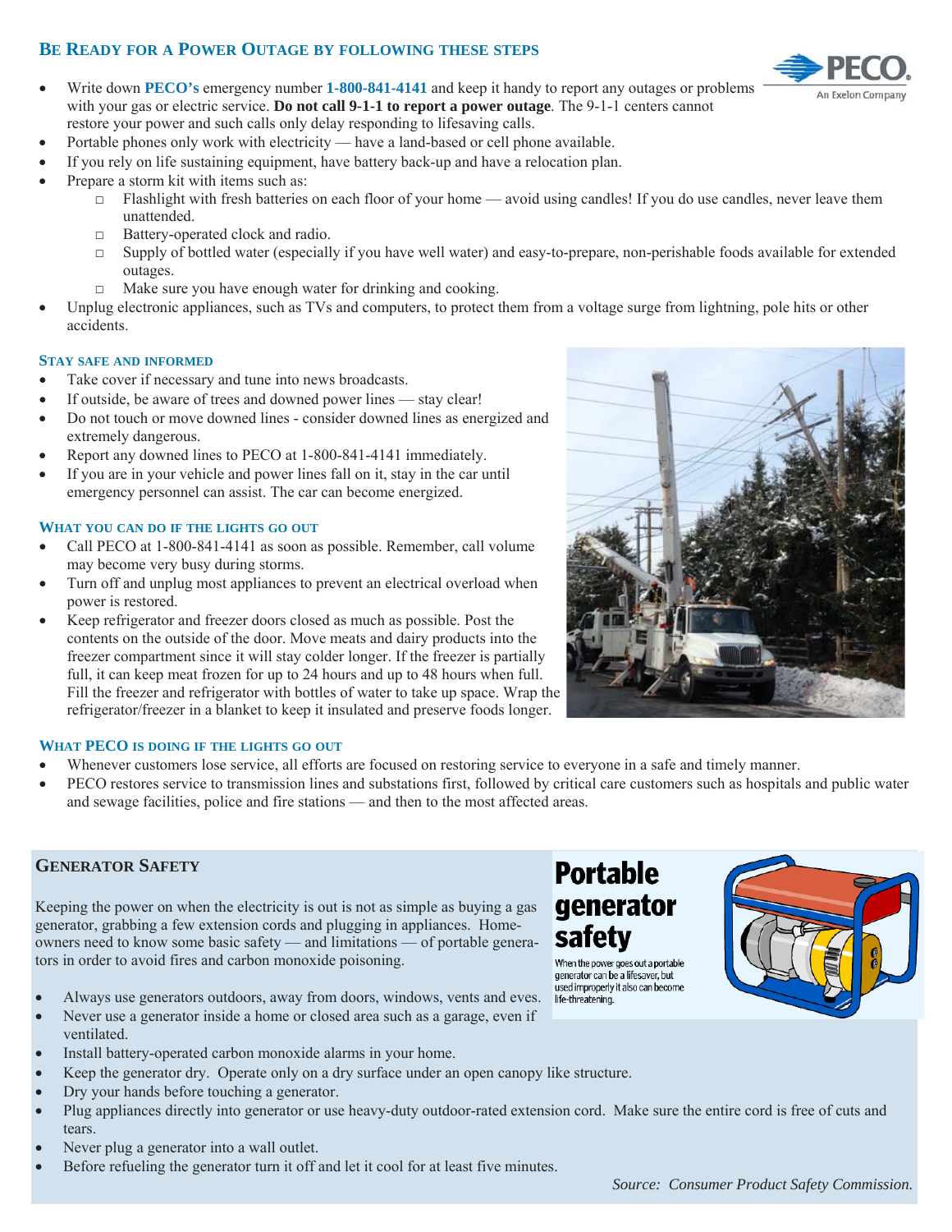## Be Ready for a Power Outage by following these steps

- Write down **PECO's** emergency number **1-800-841-4141** and keep it handy to report any outages or problems with your gas or electric service. **Do not call 9-1-1 to report a power outage**. The 9-1-1 centers cannot restore your power and such calls only delay responding to lifesaving calls.
- Portable phones only work with electricity — have a land-based or cell phone available.
- If you rely on life sustaining equipment, have battery back-up and have a relocation plan.
- Prepare a storm kit with items such as:
  - Flashlight with fresh batteries on each floor of your home — avoid using candles! If you do use candles, never leave them unattended.
  - Battery-operated clock and radio.
  - Supply of bottled water (especially if you have well water) and easy-to-prepare, non-perishable foods available for extended outages.
  - Make sure you have enough water for drinking and cooking.
- Unplug electronic appliances, such as TVs and computers, to protect them from a voltage surge from lightning, pole hits or other accidents.

### Stay safe and informed

- Take cover if necessary and tune into news broadcasts.
- If outside, be aware of trees and downed power lines — stay clear!
- Do not touch or move downed lines - consider downed lines as energized and extremely dangerous.
- Report any downed lines to PECO at 1-800-841-4141 immediately.
- If you are in your vehicle and power lines fall on it, stay in the car until emergency personnel can assist. The car can become energized.

### What you can do if the lights go out

- Call PECO at 1-800-841-4141 as soon as possible. Remember, call volume may become very busy during storms.
- Turn off and unplug most appliances to prevent an electrical overload when power is restored.
- Keep refrigerator and freezer doors closed as much as possible. Post the contents on the outside of the door. Move meats and dairy products into the freezer compartment since it will stay colder longer. If the freezer is partially full, it can keep meat frozen for up to 24 hours and up to 48 hours when full. Fill the freezer and refrigerator with bottles of water to take up space. Wrap the refrigerator/freezer in a blanket to keep it insulated and preserve foods longer.

### What PECO is doing if the lights go out

- Whenever customers lose service, all efforts are focused on restoring service to everyone in a safe and timely manner.
- PECO restores service to transmission lines and substations first, followed by critical care customers such as hospitals and public water and sewage facilities, police and fire stations — and then to the most affected areas.

### Generator Safety

**Portable generator safety**

When the power goes out a portable generator can be a lifesaver, but used improperly it also can become life-threatening.

Keeping the power on when the electricity is out is not as simple as buying a gas generator, grabbing a few extension cords and plugging in appliances. Home-owners need to know some basic safety — and limitations — of portable generators in order to avoid fires and carbon monoxide poisoning.

- Always use generators outdoors, away from doors, windows, vents and eves.
- Never use a generator inside a home or closed area such as a garage, even if ventilated.
- Install battery-operated carbon monoxide alarms in your home.
- Keep the generator dry. Operate only on a dry surface under an open canopy like structure.
- Dry your hands before touching a generator.
- Plug appliances directly into generator or use heavy-duty outdoor-rated extension cord. Make sure the entire cord is free of cuts and tears.
- Never plug a generator into a wall outlet.
- Before refueling the generator turn it off and let it cool for at least five minutes.

*Source: Consumer Product Safety Commission.*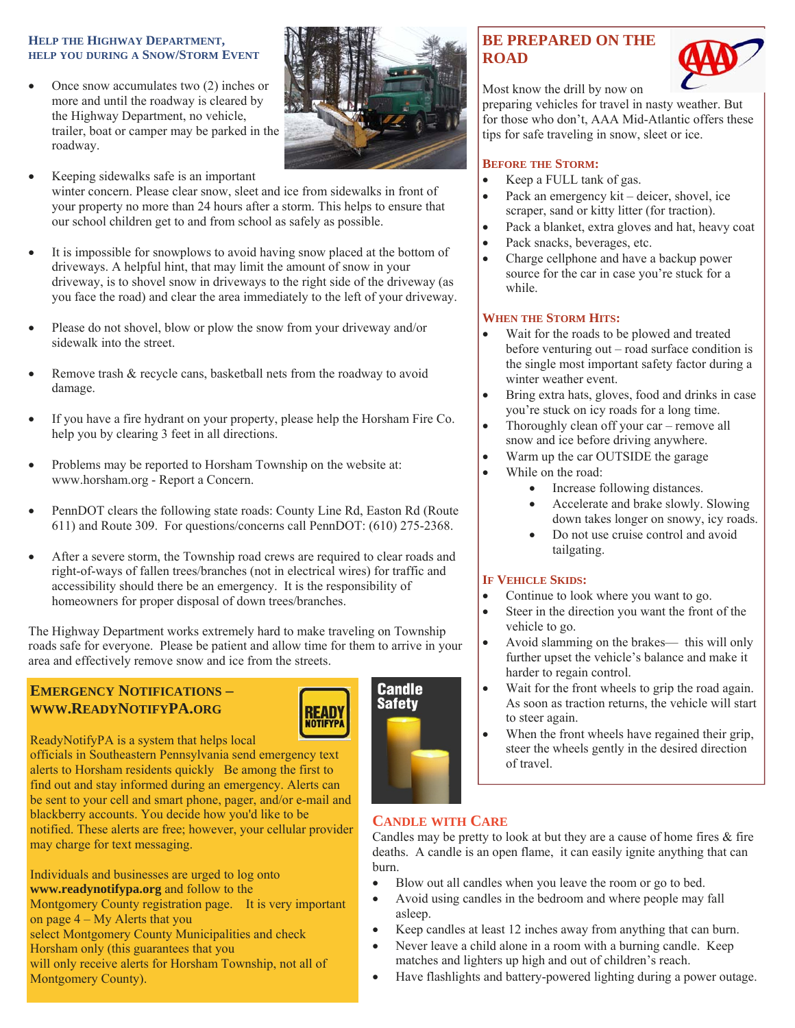## Help the Highway Department, help you during a Snow/Storm Event

- Once snow accumulates two (2) inches or more and until the roadway is cleared by the Highway Department, no vehicle, trailer, boat or camper may be parked in the roadway.
- Keeping sidewalks safe is an important winter concern. Please clear snow, sleet and ice from sidewalks in front of your property no more than 24 hours after a storm. This helps to ensure that our school children get to and from school as safely as possible.
- It is impossible for snowplows to avoid having snow placed at the bottom of driveways. A helpful hint, that may limit the amount of snow in your driveway, is to shovel snow in driveways to the right side of the driveway (as you face the road) and clear the area immediately to the left of your driveway.
- Please do not shovel, blow or plow the snow from your driveway and/or sidewalk into the street.
- Remove trash & recycle cans, basketball nets from the roadway to avoid damage.
- If you have a fire hydrant on your property, please help the Horsham Fire Co. help you by clearing 3 feet in all directions.
- Problems may be reported to Horsham Township on the website at: www.horsham.org - Report a Concern.
- PennDOT clears the following state roads: County Line Rd, Easton Rd (Route 611) and Route 309. For questions/concerns call PennDOT: (610) 275-2368.
- After a severe storm, the Township road crews are required to clear roads and right-of-ways of fallen trees/branches (not in electrical wires) for traffic and accessibility should there be an emergency. It is the responsibility of homeowners for proper disposal of down trees/branches.

The Highway Department works extremely hard to make traveling on Township roads safe for everyone. Please be patient and allow time for them to arrive in your area and effectively remove snow and ice from the streets.

## Emergency Notifications – www.ReadyNotifyPA.org

ReadyNotifyPA is a system that helps local officials in Southeastern Pennsylvania send emergency text alerts to Horsham residents quickly Be among the first to find out and stay informed during an emergency. Alerts can be sent to your cell and smart phone, pager, and/or e-mail and blackberry accounts. You decide how you'd like to be notified. These alerts are free; however, your cellular provider may charge for text messaging.

Individuals and businesses are urged to log onto **www.readynotifypa.org** and follow to the Montgomery County registration page. It is very important on page 4 – My Alerts that you select Montgomery County Municipalities and check Horsham only (this guarantees that you will only receive alerts for Horsham Township, not all of Montgomery County).

## Be Prepared on the Road

Most know the drill by now on preparing vehicles for travel in nasty weather. But for those who don't, AAA Mid-Atlantic offers these tips for safe traveling in snow, sleet or ice.

### Before the Storm:

- Keep a FULL tank of gas.
- Pack an emergency kit – deicer, shovel, ice scraper, sand or kitty litter (for traction).
- Pack a blanket, extra gloves and hat, heavy coat
- Pack snacks, beverages, etc.
- Charge cellphone and have a backup power source for the car in case you're stuck for a while.

### When the Storm Hits:

- Wait for the roads to be plowed and treated before venturing out – road surface condition is the single most important safety factor during a winter weather event.
- Bring extra hats, gloves, food and drinks in case you're stuck on icy roads for a long time.
- Thoroughly clean off your car – remove all snow and ice before driving anywhere.
- Warm up the car OUTSIDE the garage
- While on the road:
  - Increase following distances.
  - Accelerate and brake slowly. Slowing down takes longer on snowy, icy roads.
  - Do not use cruise control and avoid tailgating.

### If Vehicle Skids:

- Continue to look where you want to go.
- Steer in the direction you want the front of the vehicle to go.
- Avoid slamming on the brakes— this will only further upset the vehicle's balance and make it harder to regain control.
- Wait for the front wheels to grip the road again. As soon as traction returns, the vehicle will start to steer again.
- When the front wheels have regained their grip, steer the wheels gently in the desired direction of travel.

## Candle with Care

Candles may be pretty to look at but they are a cause of home fires & fire deaths. A candle is an open flame, it can easily ignite anything that can burn.

- Blow out all candles when you leave the room or go to bed.
- Avoid using candles in the bedroom and where people may fall asleep.
- Keep candles at least 12 inches away from anything that can burn.
- Never leave a child alone in a room with a burning candle. Keep matches and lighters up high and out of children's reach.
- Have flashlights and battery-powered lighting during a power outage.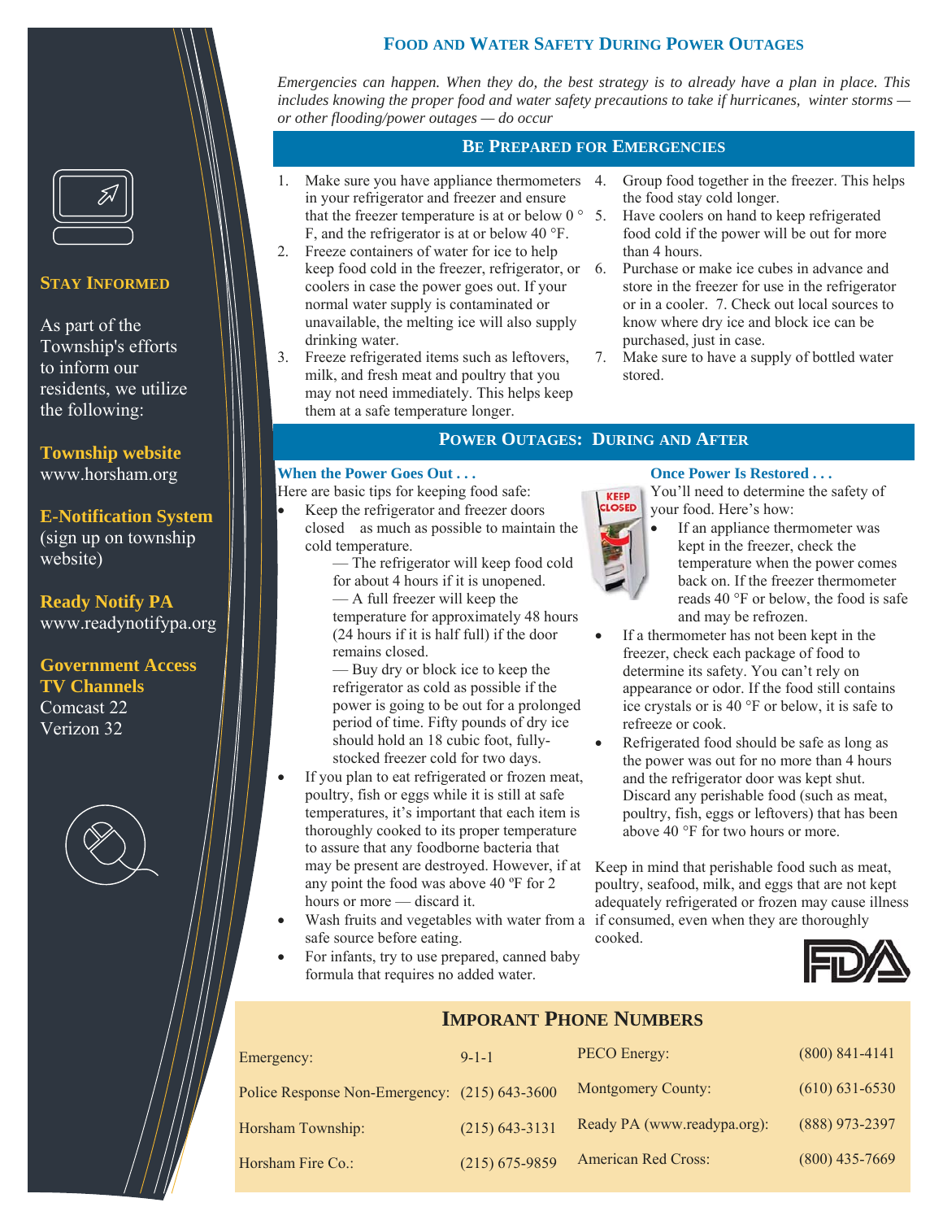# Food and Water Safety During Power Outages

*Emergencies can happen. When they do, the best strategy is to already have a plan in place. This includes knowing the proper food and water safety precautions to take if hurricanes, winter storms — or other flooding/power outages — do occur*

## Be Prepared for Emergencies

1. Make sure you have appliance thermometers in your refrigerator and freezer and ensure that the freezer temperature is at or below 0 °F, and the refrigerator is at or below 40 °F.
2. Freeze containers of water for ice to help keep food cold in the freezer, refrigerator, or coolers in case the power goes out. If your normal water supply is contaminated or unavailable, the melting ice will also supply drinking water.
3. Freeze refrigerated items such as leftovers, milk, and fresh meat and poultry that you may not need immediately. This helps keep them at a safe temperature longer.
4. Group food together in the freezer. This helps the food stay cold longer.
5. Have coolers on hand to keep refrigerated food cold if the power will be out for more than 4 hours.
6. Purchase or make ice cubes in advance and store in the freezer for use in the refrigerator or in a cooler. 7. Check out local sources to know where dry ice and block ice can be purchased, just in case.
7. Make sure to have a supply of bottled water stored.

## Power Outages: During and After

### When the Power Goes Out . . .

Here are basic tips for keeping food safe:

- Keep the refrigerator and freezer doors closed as much as possible to maintain the cold temperature.
  - — The refrigerator will keep food cold for about 4 hours if it is unopened.
  - — A full freezer will keep the temperature for approximately 48 hours (24 hours if it is half full) if the door remains closed.
  - — Buy dry or block ice to keep the refrigerator as cold as possible if the power is going to be out for a prolonged period of time. Fifty pounds of dry ice should hold an 18 cubic foot, fully-stocked freezer cold for two days.
- If you plan to eat refrigerated or frozen meat, poultry, fish or eggs while it is still at safe temperatures, it's important that each item is thoroughly cooked to its proper temperature to assure that any foodborne bacteria that may be present are destroyed. However, if at any point the food was above 40 ºF for 2 hours or more — discard it.
- Wash fruits and vegetables with water from a safe source before eating.
- For infants, try to use prepared, canned baby formula that requires no added water.

### Once Power Is Restored . . .

You'll need to determine the safety of your food. Here's how:

- If an appliance thermometer was kept in the freezer, check the temperature when the power comes back on. If the freezer thermometer reads 40 °F or below, the food is safe and may be refrozen.
- If a thermometer has not been kept in the freezer, check each package of food to determine its safety. You can't rely on appearance or odor. If the food still contains ice crystals or is 40 °F or below, it is safe to refreeze or cook.
- Refrigerated food should be safe as long as the power was out for no more than 4 hours and the refrigerator door was kept shut. Discard any perishable food (such as meat, poultry, fish, eggs or leftovers) that has been above 40 °F for two hours or more.

Keep in mind that perishable food such as meat, poultry, seafood, milk, and eggs that are not kept adequately refrigerated or frozen may cause illness if consumed, even when they are thoroughly cooked.

FDA

## Stay Informed

As part of the Township's efforts to inform our residents, we utilize the following:

**Township website**
www.horsham.org

**E-Notification System**
(sign up on township website)

**Ready Notify PA**
www.readynotifypa.org

**Government Access TV Channels**
Comcast 22
Verizon 32

## Imporant Phone Numbers

| | | | |
|---|---|---|---|
| Emergency: | 9-1-1 | PECO Energy: | (800) 841-4141 |
| Police Response Non-Emergency: | (215) 643-3600 | Montgomery County: | (610) 631-6530 |
| Horsham Township: | (215) 643-3131 | Ready PA (www.readypa.org): | (888) 973-2397 |
| Horsham Fire Co.: | (215) 675-9859 | American Red Cross: | (800) 435-7669 |